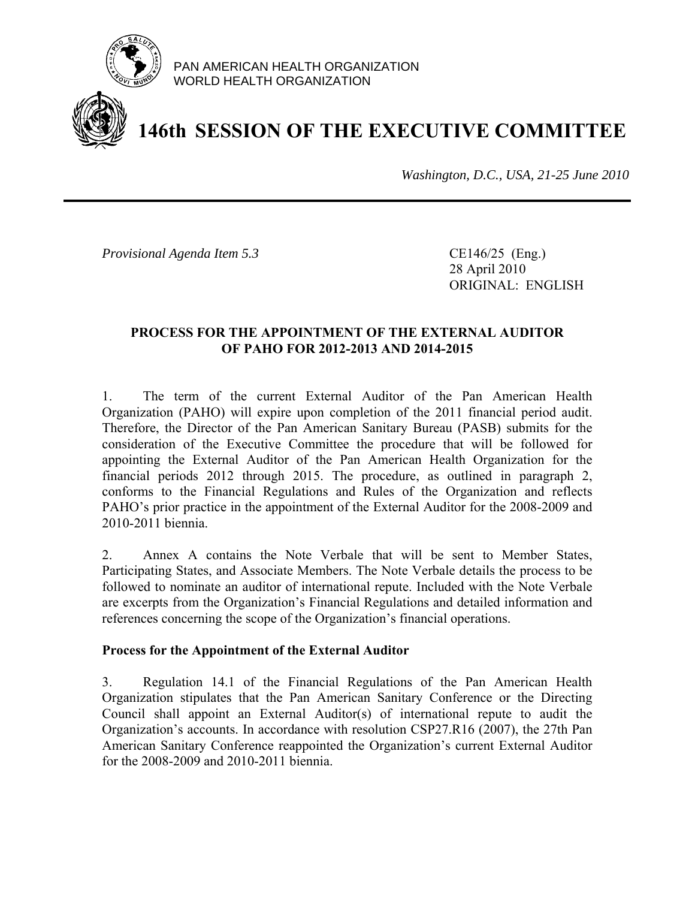PAN AMERICAN HEALTH ORGANIZATION
WORLD HEALTH ORGANIZATION

# 146th SESSION OF THE EXECUTIVE COMMITTEE

*Washington, D.C., USA, 21-25 June 2010*

---

*Provisional Agenda Item 5.3*

CE146/25 (Eng.)
28 April 2010
ORIGINAL: ENGLISH

## PROCESS FOR THE APPOINTMENT OF THE EXTERNAL AUDITOR OF PAHO FOR 2012-2013 AND 2014-2015

1. The term of the current External Auditor of the Pan American Health Organization (PAHO) will expire upon completion of the 2011 financial period audit. Therefore, the Director of the Pan American Sanitary Bureau (PASB) submits for the consideration of the Executive Committee the procedure that will be followed for appointing the External Auditor of the Pan American Health Organization for the financial periods 2012 through 2015. The procedure, as outlined in paragraph 2, conforms to the Financial Regulations and Rules of the Organization and reflects PAHO's prior practice in the appointment of the External Auditor for the 2008-2009 and 2010-2011 biennia.

2. Annex A contains the Note Verbale that will be sent to Member States, Participating States, and Associate Members. The Note Verbale details the process to be followed to nominate an auditor of international repute. Included with the Note Verbale are excerpts from the Organization's Financial Regulations and detailed information and references concerning the scope of the Organization's financial operations.

### Process for the Appointment of the External Auditor

3. Regulation 14.1 of the Financial Regulations of the Pan American Health Organization stipulates that the Pan American Sanitary Conference or the Directing Council shall appoint an External Auditor(s) of international repute to audit the Organization's accounts. In accordance with resolution CSP27.R16 (2007), the 27th Pan American Sanitary Conference reappointed the Organization's current External Auditor for the 2008-2009 and 2010-2011 biennia.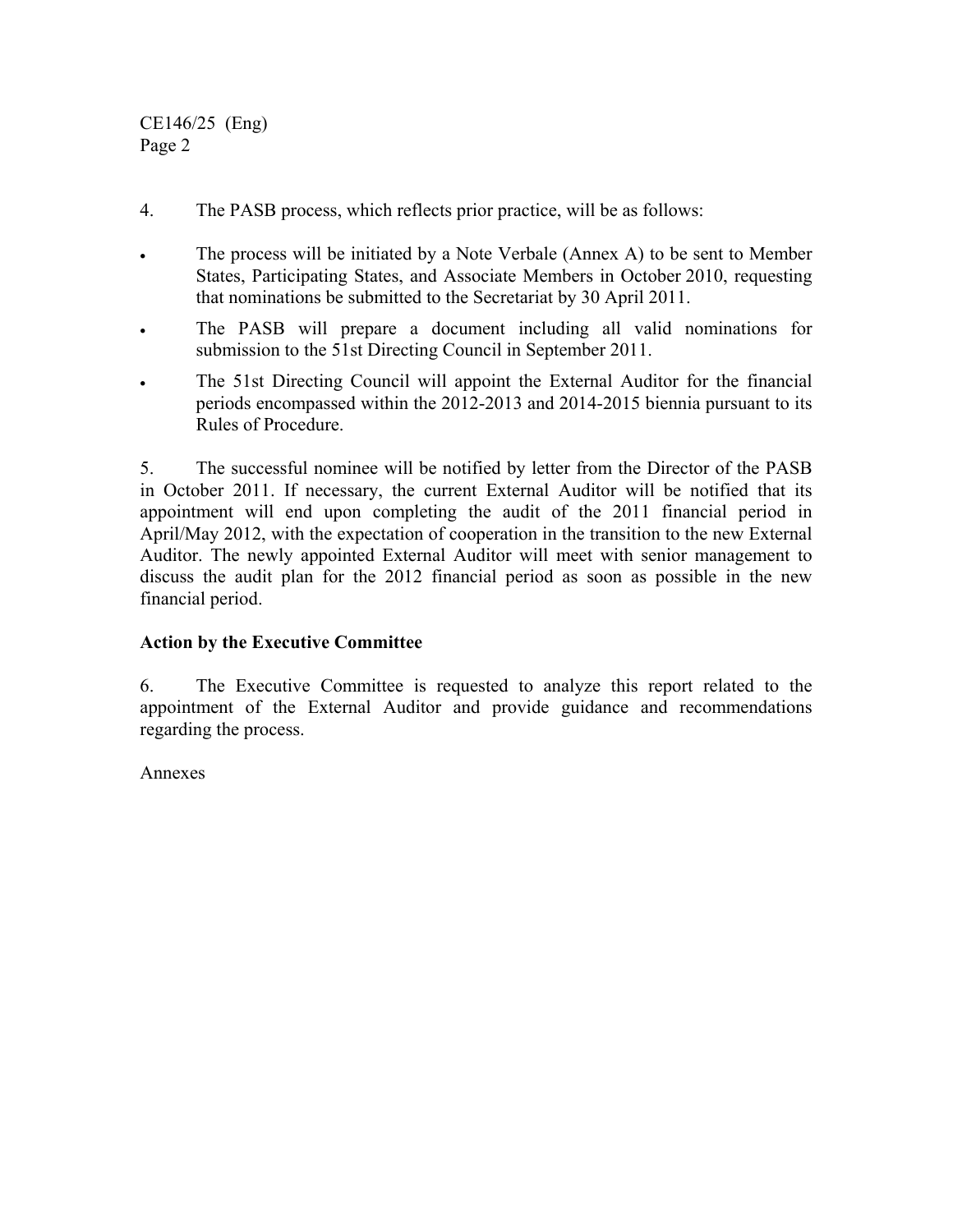4. The PASB process, which reflects prior practice, will be as follows:

- The process will be initiated by a Note Verbale (Annex A) to be sent to Member States, Participating States, and Associate Members in October 2010, requesting that nominations be submitted to the Secretariat by 30 April 2011.
- The PASB will prepare a document including all valid nominations for submission to the 51st Directing Council in September 2011.
- The 51st Directing Council will appoint the External Auditor for the financial periods encompassed within the 2012-2013 and 2014-2015 biennia pursuant to its Rules of Procedure.

5. The successful nominee will be notified by letter from the Director of the PASB in October 2011. If necessary, the current External Auditor will be notified that its appointment will end upon completing the audit of the 2011 financial period in April/May 2012, with the expectation of cooperation in the transition to the new External Auditor. The newly appointed External Auditor will meet with senior management to discuss the audit plan for the 2012 financial period as soon as possible in the new financial period.

**Action by the Executive Committee**

6. The Executive Committee is requested to analyze this report related to the appointment of the External Auditor and provide guidance and recommendations regarding the process.

Annexes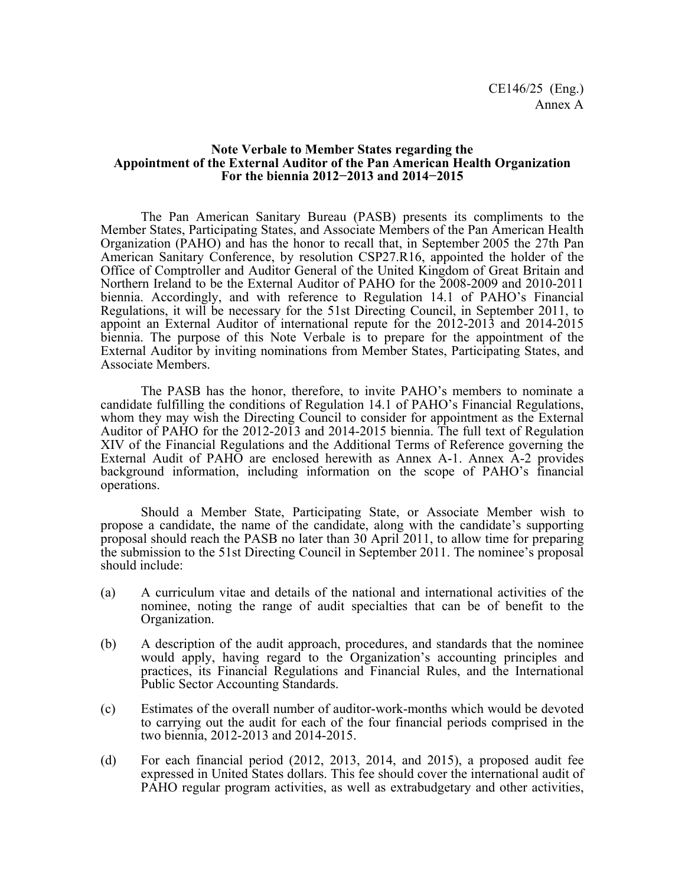CE146/25 (Eng.)
Annex A

**Note Verbale to Member States regarding the Appointment of the External Auditor of the Pan American Health Organization For the biennia 2012−2013 and 2014−2015**

The Pan American Sanitary Bureau (PASB) presents its compliments to the Member States, Participating States, and Associate Members of the Pan American Health Organization (PAHO) and has the honor to recall that, in September 2005 the 27th Pan American Sanitary Conference, by resolution CSP27.R16, appointed the holder of the Office of Comptroller and Auditor General of the United Kingdom of Great Britain and Northern Ireland to be the External Auditor of PAHO for the 2008-2009 and 2010-2011 biennia. Accordingly, and with reference to Regulation 14.1 of PAHO's Financial Regulations, it will be necessary for the 51st Directing Council, in September 2011, to appoint an External Auditor of international repute for the 2012-2013 and 2014-2015 biennia. The purpose of this Note Verbale is to prepare for the appointment of the External Auditor by inviting nominations from Member States, Participating States, and Associate Members.

The PASB has the honor, therefore, to invite PAHO's members to nominate a candidate fulfilling the conditions of Regulation 14.1 of PAHO's Financial Regulations, whom they may wish the Directing Council to consider for appointment as the External Auditor of PAHO for the 2012-2013 and 2014-2015 biennia. The full text of Regulation XIV of the Financial Regulations and the Additional Terms of Reference governing the External Audit of PAHO are enclosed herewith as Annex A-1. Annex A-2 provides background information, including information on the scope of PAHO's financial operations.

Should a Member State, Participating State, or Associate Member wish to propose a candidate, the name of the candidate, along with the candidate's supporting proposal should reach the PASB no later than 30 April 2011, to allow time for preparing the submission to the 51st Directing Council in September 2011. The nominee's proposal should include:

(a) A curriculum vitae and details of the national and international activities of the nominee, noting the range of audit specialties that can be of benefit to the Organization.

(b) A description of the audit approach, procedures, and standards that the nominee would apply, having regard to the Organization's accounting principles and practices, its Financial Regulations and Financial Rules, and the International Public Sector Accounting Standards.

(c) Estimates of the overall number of auditor-work-months which would be devoted to carrying out the audit for each of the four financial periods comprised in the two biennia, 2012-2013 and 2014-2015.

(d) For each financial period (2012, 2013, 2014, and 2015), a proposed audit fee expressed in United States dollars. This fee should cover the international audit of PAHO regular program activities, as well as extrabudgetary and other activities,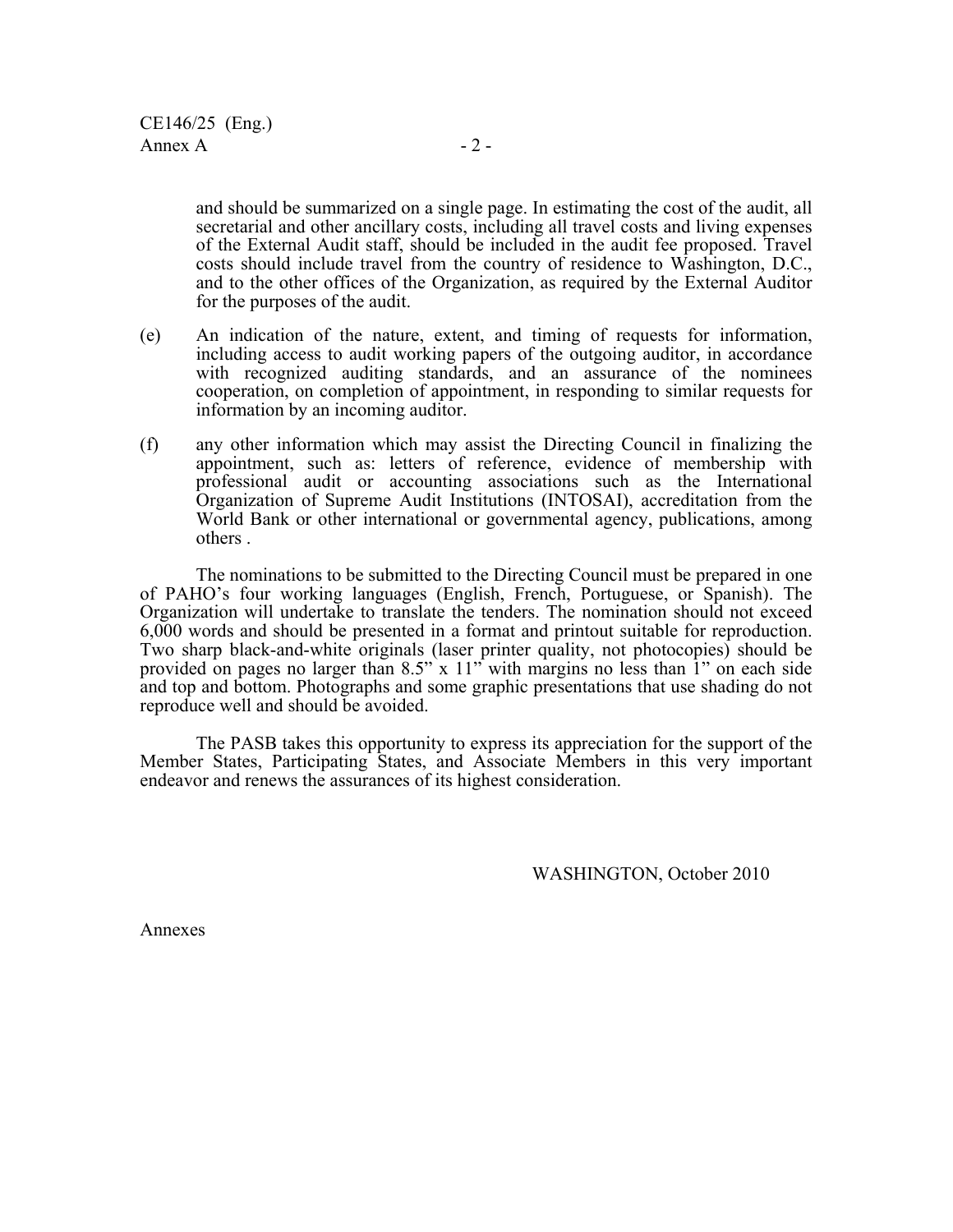and should be summarized on a single page. In estimating the cost of the audit, all secretarial and other ancillary costs, including all travel costs and living expenses of the External Audit staff, should be included in the audit fee proposed. Travel costs should include travel from the country of residence to Washington, D.C., and to the other offices of the Organization, as required by the External Auditor for the purposes of the audit.

(e) An indication of the nature, extent, and timing of requests for information, including access to audit working papers of the outgoing auditor, in accordance with recognized auditing standards, and an assurance of the nominees cooperation, on completion of appointment, in responding to similar requests for information by an incoming auditor.

(f) any other information which may assist the Directing Council in finalizing the appointment, such as: letters of reference, evidence of membership with professional audit or accounting associations such as the International Organization of Supreme Audit Institutions (INTOSAI), accreditation from the World Bank or other international or governmental agency, publications, among others .

The nominations to be submitted to the Directing Council must be prepared in one of PAHO's four working languages (English, French, Portuguese, or Spanish). The Organization will undertake to translate the tenders. The nomination should not exceed 6,000 words and should be presented in a format and printout suitable for reproduction. Two sharp black-and-white originals (laser printer quality, not photocopies) should be provided on pages no larger than 8.5" x 11" with margins no less than 1" on each side and top and bottom. Photographs and some graphic presentations that use shading do not reproduce well and should be avoided.

The PASB takes this opportunity to express its appreciation for the support of the Member States, Participating States, and Associate Members in this very important endeavor and renews the assurances of its highest consideration.

WASHINGTON, October 2010

Annexes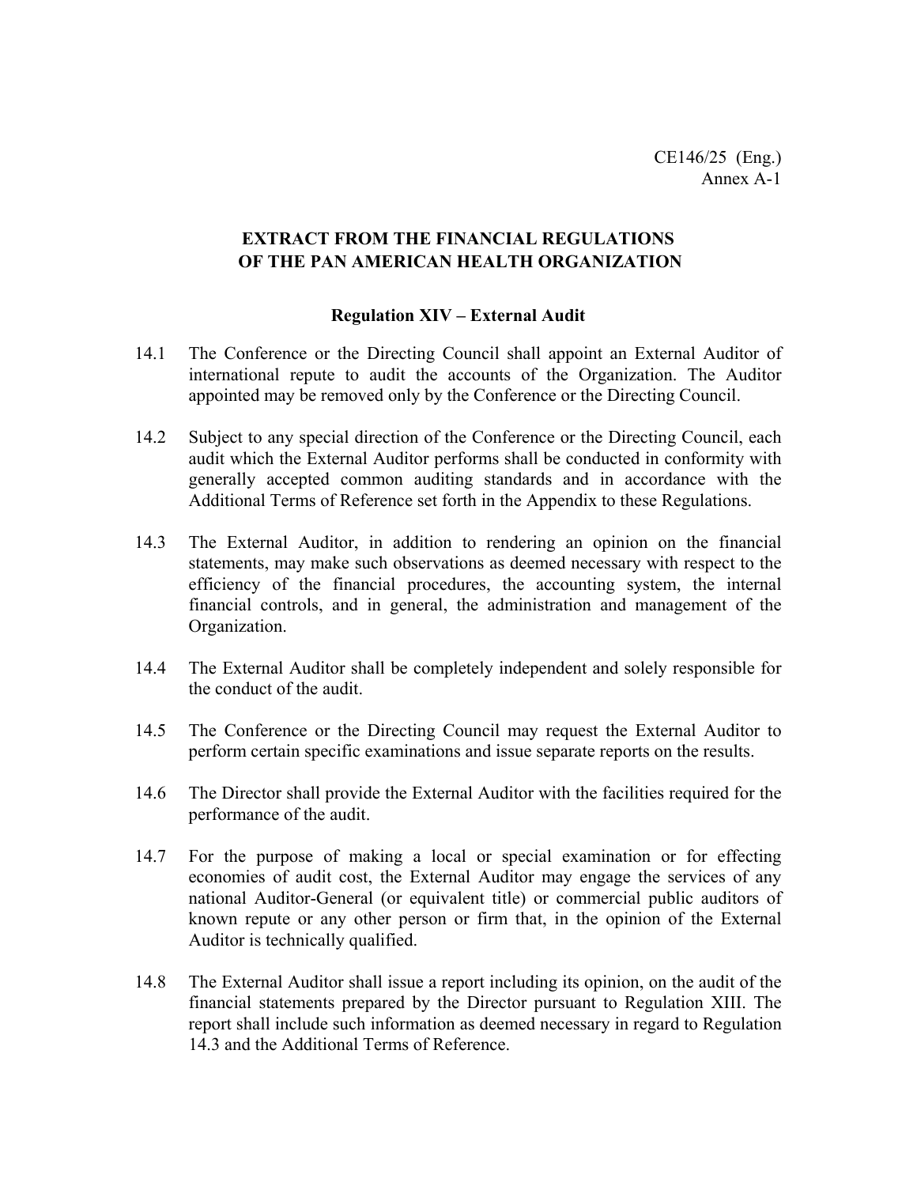CE146/25 (Eng.)
Annex A-1

## EXTRACT FROM THE FINANCIAL REGULATIONS OF THE PAN AMERICAN HEALTH ORGANIZATION

### Regulation XIV – External Audit

14.1 The Conference or the Directing Council shall appoint an External Auditor of international repute to audit the accounts of the Organization. The Auditor appointed may be removed only by the Conference or the Directing Council.

14.2 Subject to any special direction of the Conference or the Directing Council, each audit which the External Auditor performs shall be conducted in conformity with generally accepted common auditing standards and in accordance with the Additional Terms of Reference set forth in the Appendix to these Regulations.

14.3 The External Auditor, in addition to rendering an opinion on the financial statements, may make such observations as deemed necessary with respect to the efficiency of the financial procedures, the accounting system, the internal financial controls, and in general, the administration and management of the Organization.

14.4 The External Auditor shall be completely independent and solely responsible for the conduct of the audit.

14.5 The Conference or the Directing Council may request the External Auditor to perform certain specific examinations and issue separate reports on the results.

14.6 The Director shall provide the External Auditor with the facilities required for the performance of the audit.

14.7 For the purpose of making a local or special examination or for effecting economies of audit cost, the External Auditor may engage the services of any national Auditor-General (or equivalent title) or commercial public auditors of known repute or any other person or firm that, in the opinion of the External Auditor is technically qualified.

14.8 The External Auditor shall issue a report including its opinion, on the audit of the financial statements prepared by the Director pursuant to Regulation XIII. The report shall include such information as deemed necessary in regard to Regulation 14.3 and the Additional Terms of Reference.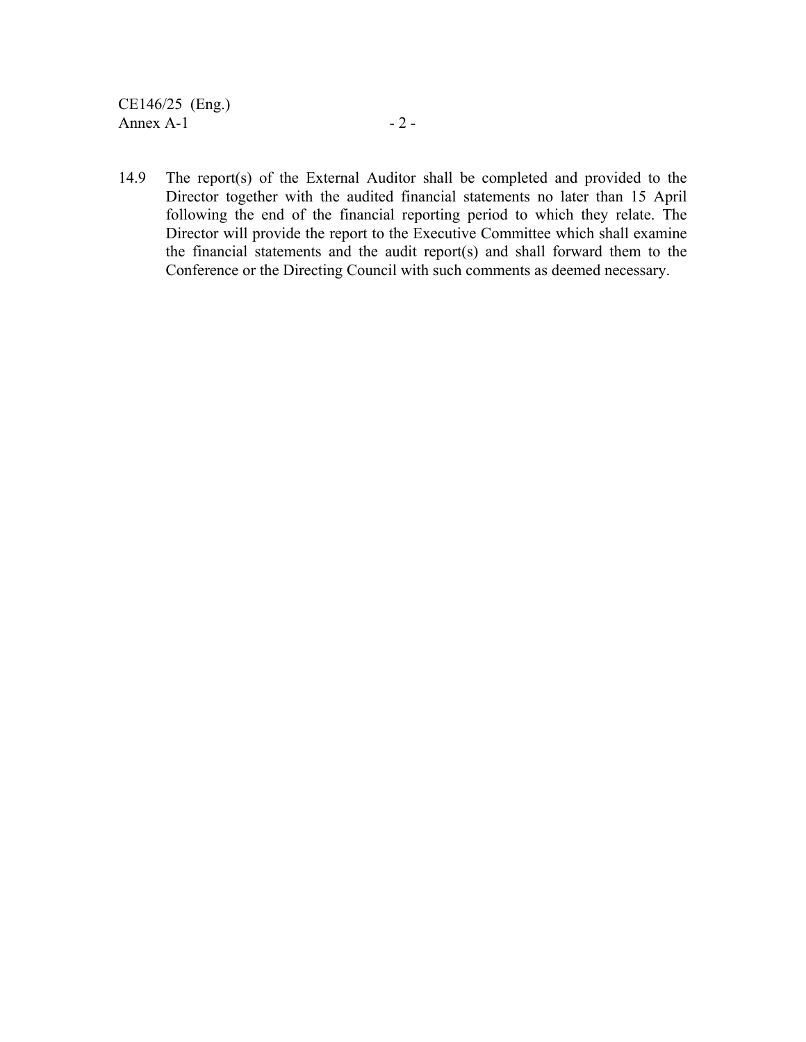14.9 The report(s) of the External Auditor shall be completed and provided to the Director together with the audited financial statements no later than 15 April following the end of the financial reporting period to which they relate. The Director will provide the report to the Executive Committee which shall examine the financial statements and the audit report(s) and shall forward them to the Conference or the Directing Council with such comments as deemed necessary.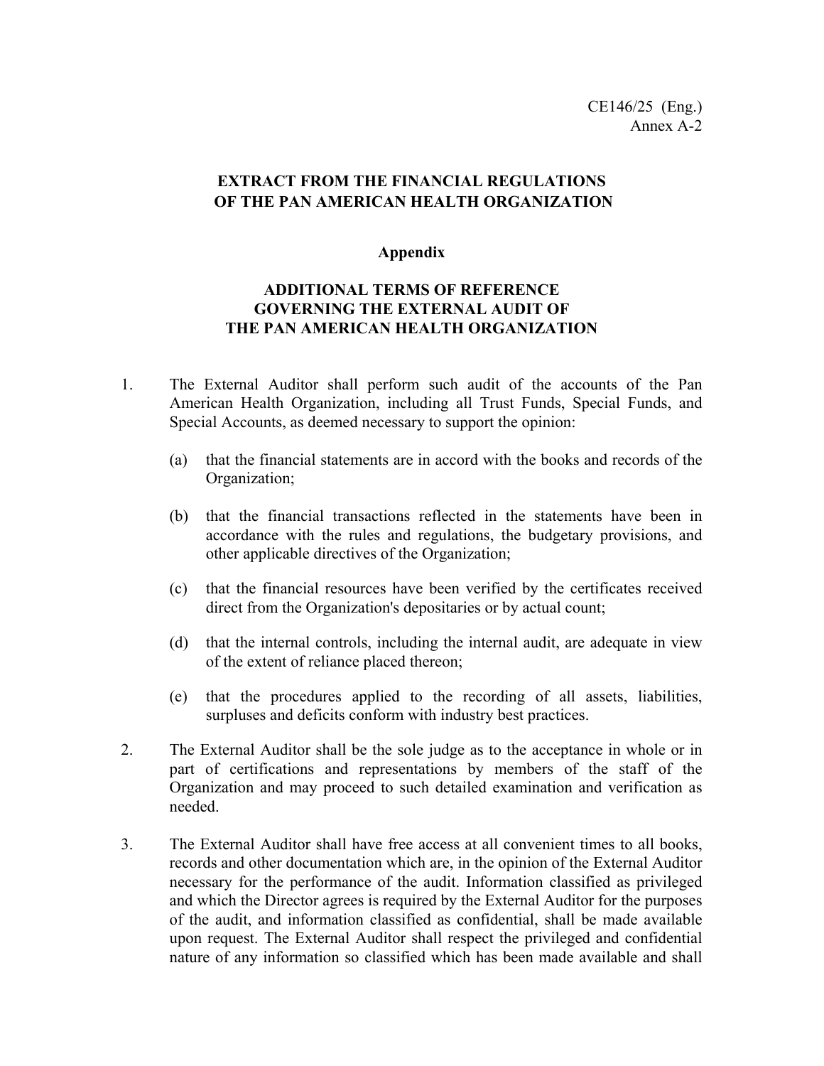CE146/25 (Eng.)
Annex A-2

## EXTRACT FROM THE FINANCIAL REGULATIONS OF THE PAN AMERICAN HEALTH ORGANIZATION

### Appendix

### ADDITIONAL TERMS OF REFERENCE GOVERNING THE EXTERNAL AUDIT OF THE PAN AMERICAN HEALTH ORGANIZATION

1. The External Auditor shall perform such audit of the accounts of the Pan American Health Organization, including all Trust Funds, Special Funds, and Special Accounts, as deemed necessary to support the opinion:

   (a) that the financial statements are in accord with the books and records of the Organization;

   (b) that the financial transactions reflected in the statements have been in accordance with the rules and regulations, the budgetary provisions, and other applicable directives of the Organization;

   (c) that the financial resources have been verified by the certificates received direct from the Organization's depositaries or by actual count;

   (d) that the internal controls, including the internal audit, are adequate in view of the extent of reliance placed thereon;

   (e) that the procedures applied to the recording of all assets, liabilities, surpluses and deficits conform with industry best practices.

2. The External Auditor shall be the sole judge as to the acceptance in whole or in part of certifications and representations by members of the staff of the Organization and may proceed to such detailed examination and verification as needed.

3. The External Auditor shall have free access at all convenient times to all books, records and other documentation which are, in the opinion of the External Auditor necessary for the performance of the audit. Information classified as privileged and which the Director agrees is required by the External Auditor for the purposes of the audit, and information classified as confidential, shall be made available upon request. The External Auditor shall respect the privileged and confidential nature of any information so classified which has been made available and shall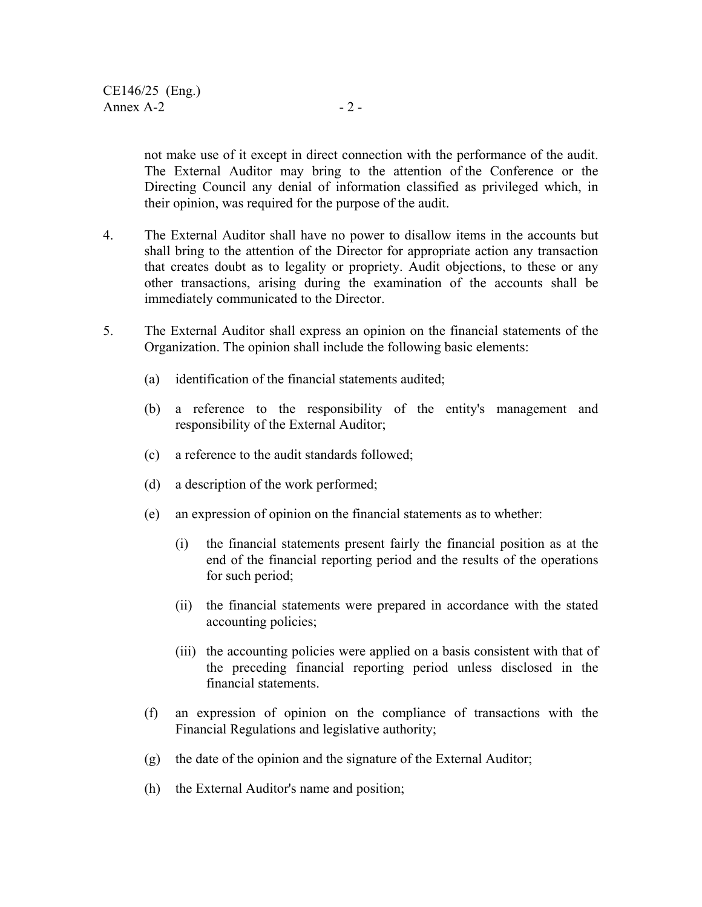not make use of it except in direct connection with the performance of the audit. The External Auditor may bring to the attention of the Conference or the Directing Council any denial of information classified as privileged which, in their opinion, was required for the purpose of the audit.

4. The External Auditor shall have no power to disallow items in the accounts but shall bring to the attention of the Director for appropriate action any transaction that creates doubt as to legality or propriety. Audit objections, to these or any other transactions, arising during the examination of the accounts shall be immediately communicated to the Director.

5. The External Auditor shall express an opinion on the financial statements of the Organization. The opinion shall include the following basic elements:

   (a) identification of the financial statements audited;

   (b) a reference to the responsibility of the entity's management and responsibility of the External Auditor;

   (c) a reference to the audit standards followed;

   (d) a description of the work performed;

   (e) an expression of opinion on the financial statements as to whether:

      (i) the financial statements present fairly the financial position as at the end of the financial reporting period and the results of the operations for such period;

      (ii) the financial statements were prepared in accordance with the stated accounting policies;

      (iii) the accounting policies were applied on a basis consistent with that of the preceding financial reporting period unless disclosed in the financial statements.

   (f) an expression of opinion on the compliance of transactions with the Financial Regulations and legislative authority;

   (g) the date of the opinion and the signature of the External Auditor;

   (h) the External Auditor's name and position;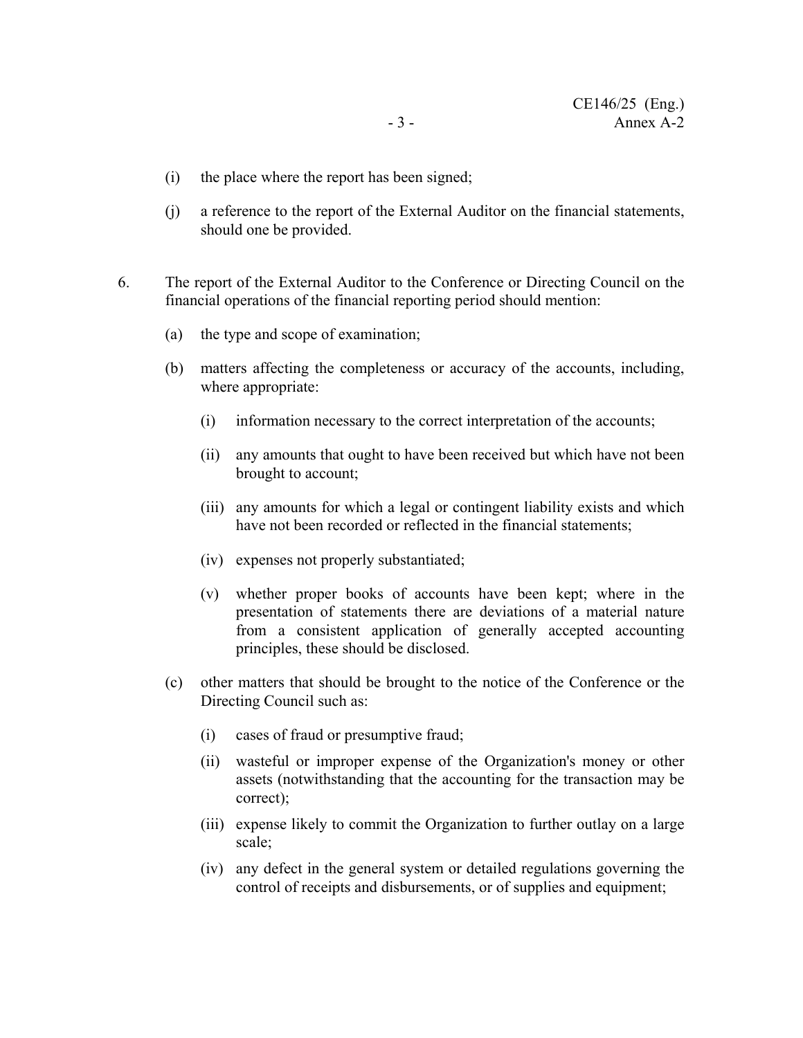(i) the place where the report has been signed;

(j) a reference to the report of the External Auditor on the financial statements, should one be provided.

6. The report of the External Auditor to the Conference or Directing Council on the financial operations of the financial reporting period should mention:

   (a) the type and scope of examination;

   (b) matters affecting the completeness or accuracy of the accounts, including, where appropriate:

      (i) information necessary to the correct interpretation of the accounts;

      (ii) any amounts that ought to have been received but which have not been brought to account;

      (iii) any amounts for which a legal or contingent liability exists and which have not been recorded or reflected in the financial statements;

      (iv) expenses not properly substantiated;

      (v) whether proper books of accounts have been kept; where in the presentation of statements there are deviations of a material nature from a consistent application of generally accepted accounting principles, these should be disclosed.

   (c) other matters that should be brought to the notice of the Conference or the Directing Council such as:

      (i) cases of fraud or presumptive fraud;

      (ii) wasteful or improper expense of the Organization's money or other assets (notwithstanding that the accounting for the transaction may be correct);

      (iii) expense likely to commit the Organization to further outlay on a large scale;

      (iv) any defect in the general system or detailed regulations governing the control of receipts and disbursements, or of supplies and equipment;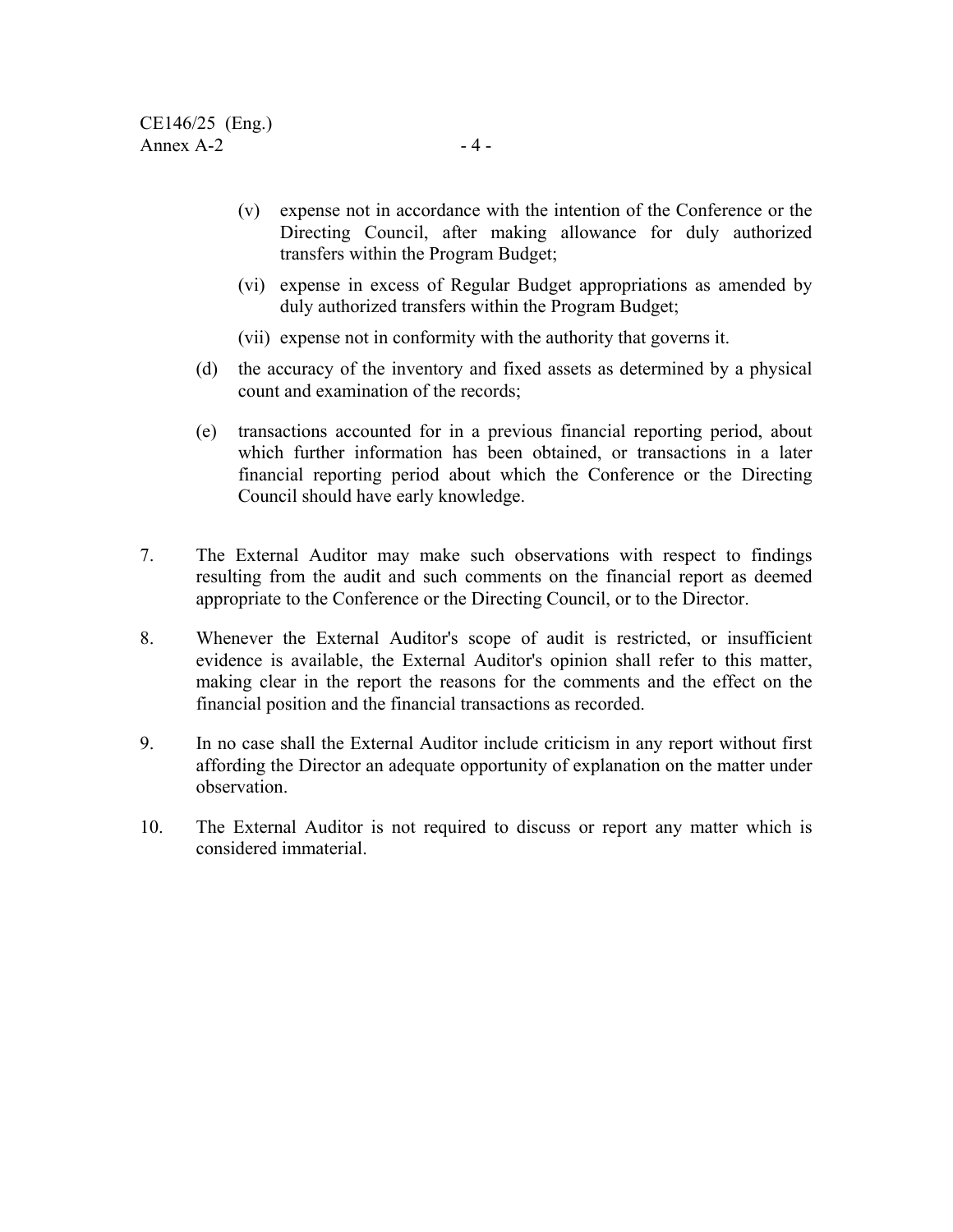(v) expense not in accordance with the intention of the Conference or the Directing Council, after making allowance for duly authorized transfers within the Program Budget;

(vi) expense in excess of Regular Budget appropriations as amended by duly authorized transfers within the Program Budget;

(vii) expense not in conformity with the authority that governs it.

(d) the accuracy of the inventory and fixed assets as determined by a physical count and examination of the records;

(e) transactions accounted for in a previous financial reporting period, about which further information has been obtained, or transactions in a later financial reporting period about which the Conference or the Directing Council should have early knowledge.

7. The External Auditor may make such observations with respect to findings resulting from the audit and such comments on the financial report as deemed appropriate to the Conference or the Directing Council, or to the Director.

8. Whenever the External Auditor's scope of audit is restricted, or insufficient evidence is available, the External Auditor's opinion shall refer to this matter, making clear in the report the reasons for the comments and the effect on the financial position and the financial transactions as recorded.

9. In no case shall the External Auditor include criticism in any report without first affording the Director an adequate opportunity of explanation on the matter under observation.

10. The External Auditor is not required to discuss or report any matter which is considered immaterial.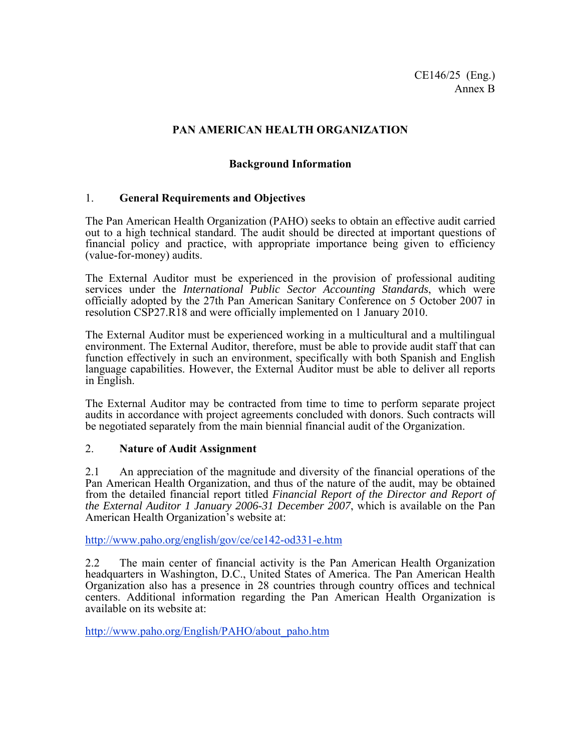CE146/25 (Eng.)
Annex B

# PAN AMERICAN HEALTH ORGANIZATION

## Background Information

### 1. General Requirements and Objectives

The Pan American Health Organization (PAHO) seeks to obtain an effective audit carried out to a high technical standard. The audit should be directed at important questions of financial policy and practice, with appropriate importance being given to efficiency (value-for-money) audits.

The External Auditor must be experienced in the provision of professional auditing services under the *International Public Sector Accounting Standards*, which were officially adopted by the 27th Pan American Sanitary Conference on 5 October 2007 in resolution CSP27.R18 and were officially implemented on 1 January 2010.

The External Auditor must be experienced working in a multicultural and a multilingual environment. The External Auditor, therefore, must be able to provide audit staff that can function effectively in such an environment, specifically with both Spanish and English language capabilities. However, the External Auditor must be able to deliver all reports in English.

The External Auditor may be contracted from time to time to perform separate project audits in accordance with project agreements concluded with donors. Such contracts will be negotiated separately from the main biennial financial audit of the Organization.

### 2. Nature of Audit Assignment

2.1 An appreciation of the magnitude and diversity of the financial operations of the Pan American Health Organization, and thus of the nature of the audit, may be obtained from the detailed financial report titled *Financial Report of the Director and Report of the External Auditor 1 January 2006-31 December 2007*, which is available on the Pan American Health Organization's website at:

http://www.paho.org/english/gov/ce/ce142-od331-e.htm

2.2 The main center of financial activity is the Pan American Health Organization headquarters in Washington, D.C., United States of America. The Pan American Health Organization also has a presence in 28 countries through country offices and technical centers. Additional information regarding the Pan American Health Organization is available on its website at:

http://www.paho.org/English/PAHO/about_paho.htm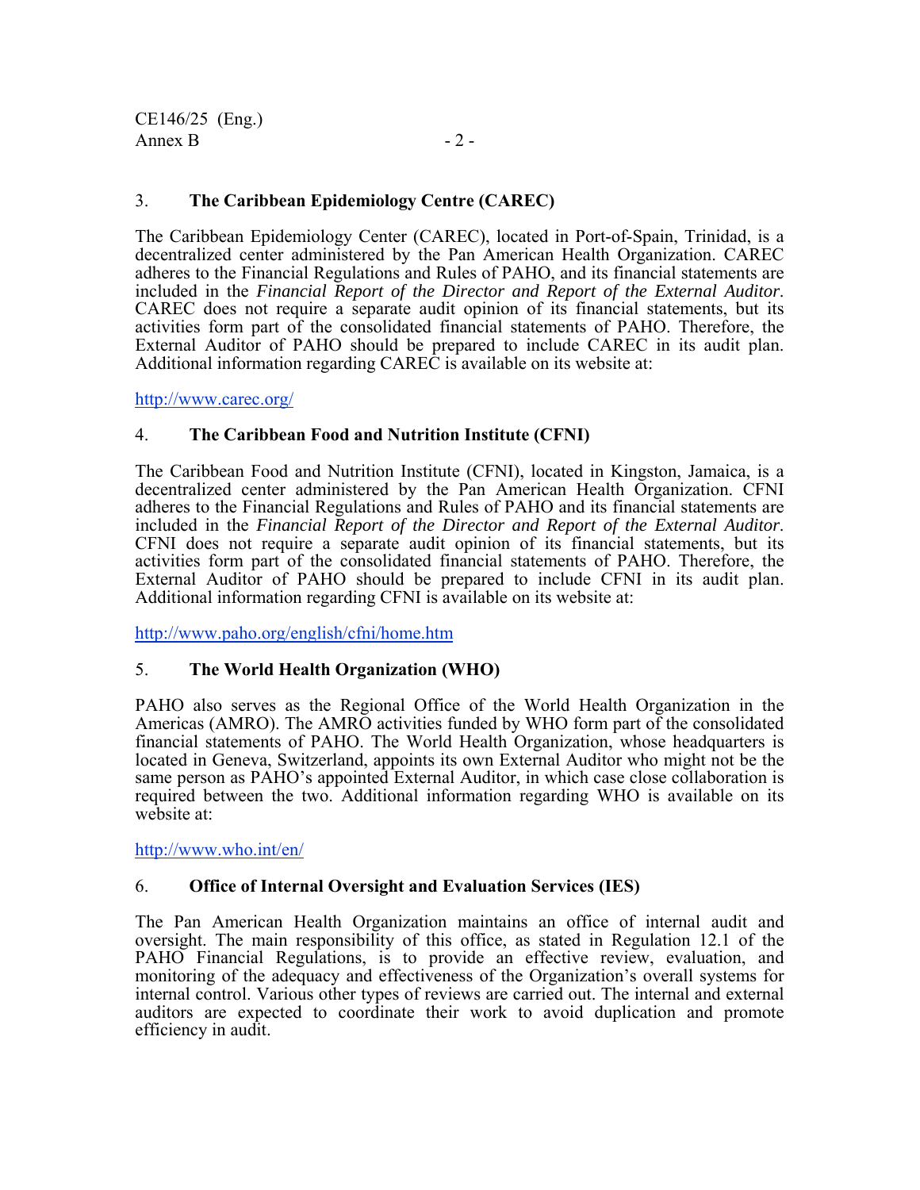## 3. The Caribbean Epidemiology Centre (CAREC)

The Caribbean Epidemiology Center (CAREC), located in Port-of-Spain, Trinidad, is a decentralized center administered by the Pan American Health Organization. CAREC adheres to the Financial Regulations and Rules of PAHO, and its financial statements are included in the *Financial Report of the Director and Report of the External Auditor*. CAREC does not require a separate audit opinion of its financial statements, but its activities form part of the consolidated financial statements of PAHO. Therefore, the External Auditor of PAHO should be prepared to include CAREC in its audit plan. Additional information regarding CAREC is available on its website at:

http://www.carec.org/

## 4. The Caribbean Food and Nutrition Institute (CFNI)

The Caribbean Food and Nutrition Institute (CFNI), located in Kingston, Jamaica, is a decentralized center administered by the Pan American Health Organization. CFNI adheres to the Financial Regulations and Rules of PAHO and its financial statements are included in the *Financial Report of the Director and Report of the External Auditor*. CFNI does not require a separate audit opinion of its financial statements, but its activities form part of the consolidated financial statements of PAHO. Therefore, the External Auditor of PAHO should be prepared to include CFNI in its audit plan. Additional information regarding CFNI is available on its website at:

http://www.paho.org/english/cfni/home.htm

## 5. The World Health Organization (WHO)

PAHO also serves as the Regional Office of the World Health Organization in the Americas (AMRO). The AMRO activities funded by WHO form part of the consolidated financial statements of PAHO. The World Health Organization, whose headquarters is located in Geneva, Switzerland, appoints its own External Auditor who might not be the same person as PAHO's appointed External Auditor, in which case close collaboration is required between the two. Additional information regarding WHO is available on its website at:

http://www.who.int/en/

## 6. Office of Internal Oversight and Evaluation Services (IES)

The Pan American Health Organization maintains an office of internal audit and oversight. The main responsibility of this office, as stated in Regulation 12.1 of the PAHO Financial Regulations, is to provide an effective review, evaluation, and monitoring of the adequacy and effectiveness of the Organization's overall systems for internal control. Various other types of reviews are carried out. The internal and external auditors are expected to coordinate their work to avoid duplication and promote efficiency in audit.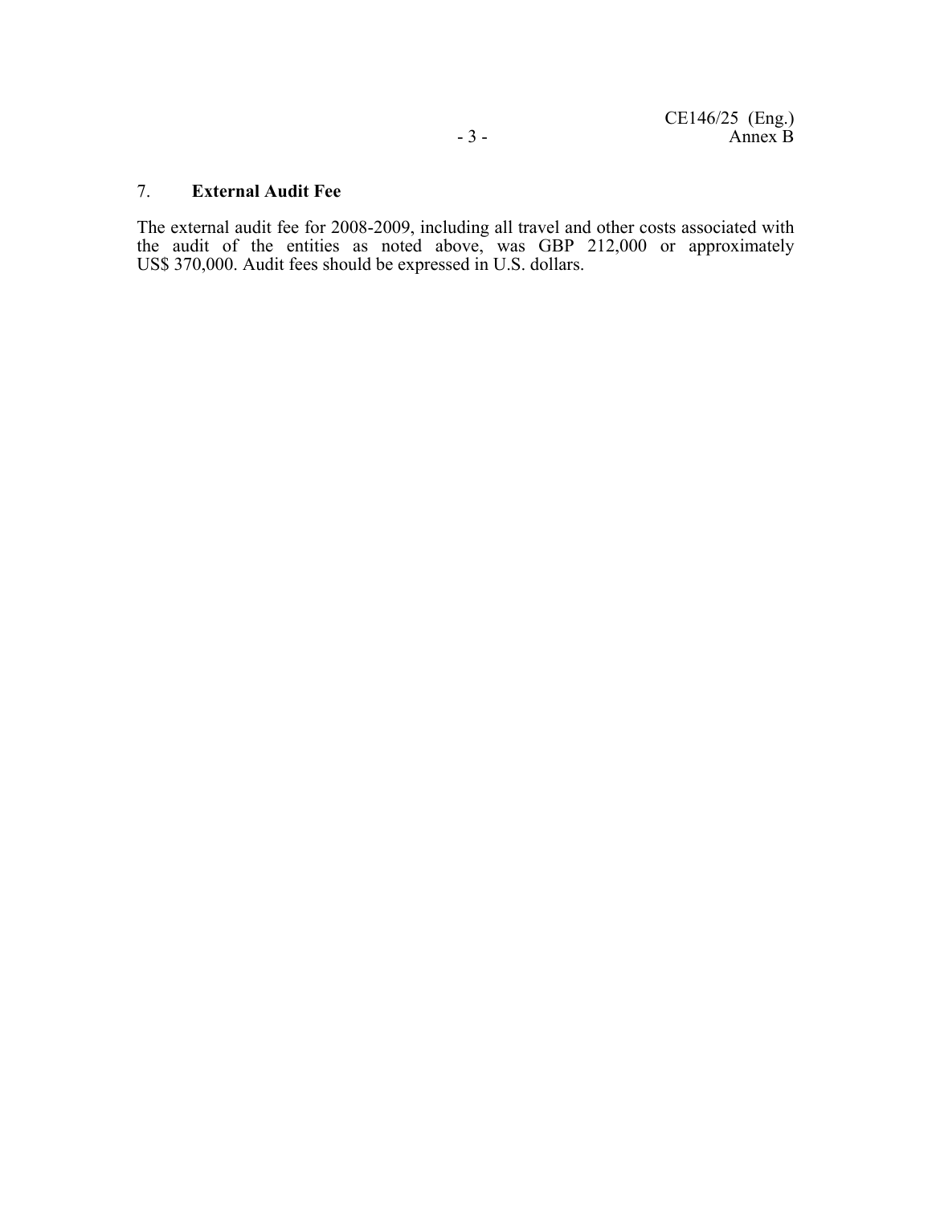## 7. **External Audit Fee**

The external audit fee for 2008-2009, including all travel and other costs associated with the audit of the entities as noted above, was GBP 212,000 or approximately US$ 370,000. Audit fees should be expressed in U.S. dollars.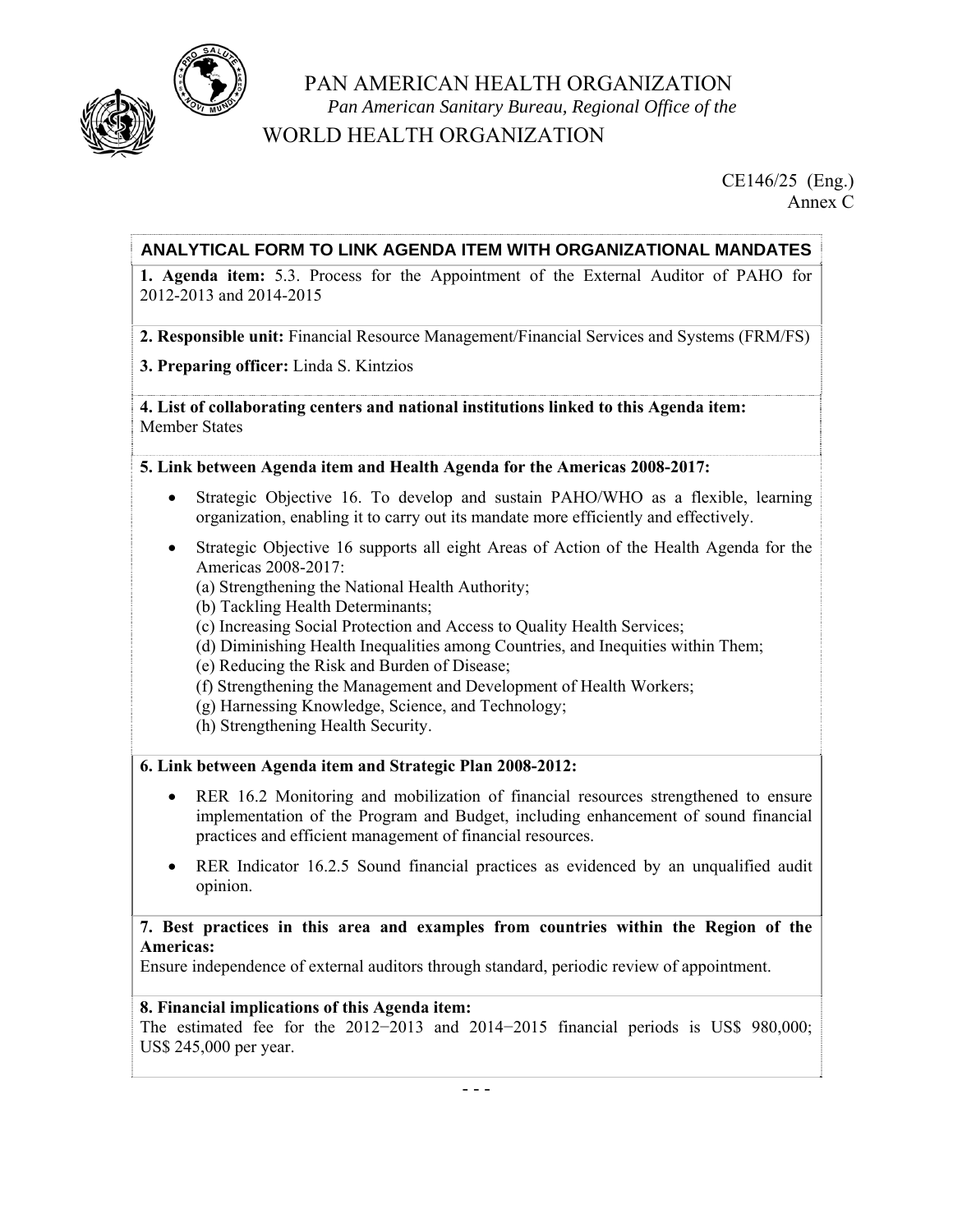PAN AMERICAN HEALTH ORGANIZATION
*Pan American Sanitary Bureau, Regional Office of the*
WORLD HEALTH ORGANIZATION

CE146/25 (Eng.)
Annex C

## ANALYTICAL FORM TO LINK AGENDA ITEM WITH ORGANIZATIONAL MANDATES

**1. Agenda item:** 5.3. Process for the Appointment of the External Auditor of PAHO for 2012-2013 and 2014-2015

**2. Responsible unit:** Financial Resource Management/Financial Services and Systems (FRM/FS)

**3. Preparing officer:** Linda S. Kintzios

**4. List of collaborating centers and national institutions linked to this Agenda item:**
Member States

**5. Link between Agenda item and Health Agenda for the Americas 2008-2017:**

- Strategic Objective 16. To develop and sustain PAHO/WHO as a flexible, learning organization, enabling it to carry out its mandate more efficiently and effectively.
- Strategic Objective 16 supports all eight Areas of Action of the Health Agenda for the Americas 2008-2017:
  (a) Strengthening the National Health Authority;
  (b) Tackling Health Determinants;
  (c) Increasing Social Protection and Access to Quality Health Services;
  (d) Diminishing Health Inequalities among Countries, and Inequities within Them;
  (e) Reducing the Risk and Burden of Disease;
  (f) Strengthening the Management and Development of Health Workers;
  (g) Harnessing Knowledge, Science, and Technology;
  (h) Strengthening Health Security.

**6. Link between Agenda item and Strategic Plan 2008-2012:**

- RER 16.2 Monitoring and mobilization of financial resources strengthened to ensure implementation of the Program and Budget, including enhancement of sound financial practices and efficient management of financial resources.
- RER Indicator 16.2.5 Sound financial practices as evidenced by an unqualified audit opinion.

**7. Best practices in this area and examples from countries within the Region of the Americas:**
Ensure independence of external auditors through standard, periodic review of appointment.

**8. Financial implications of this Agenda item:**
The estimated fee for the 2012−2013 and 2014−2015 financial periods is US$ 980,000; US$ 245,000 per year.

- - -